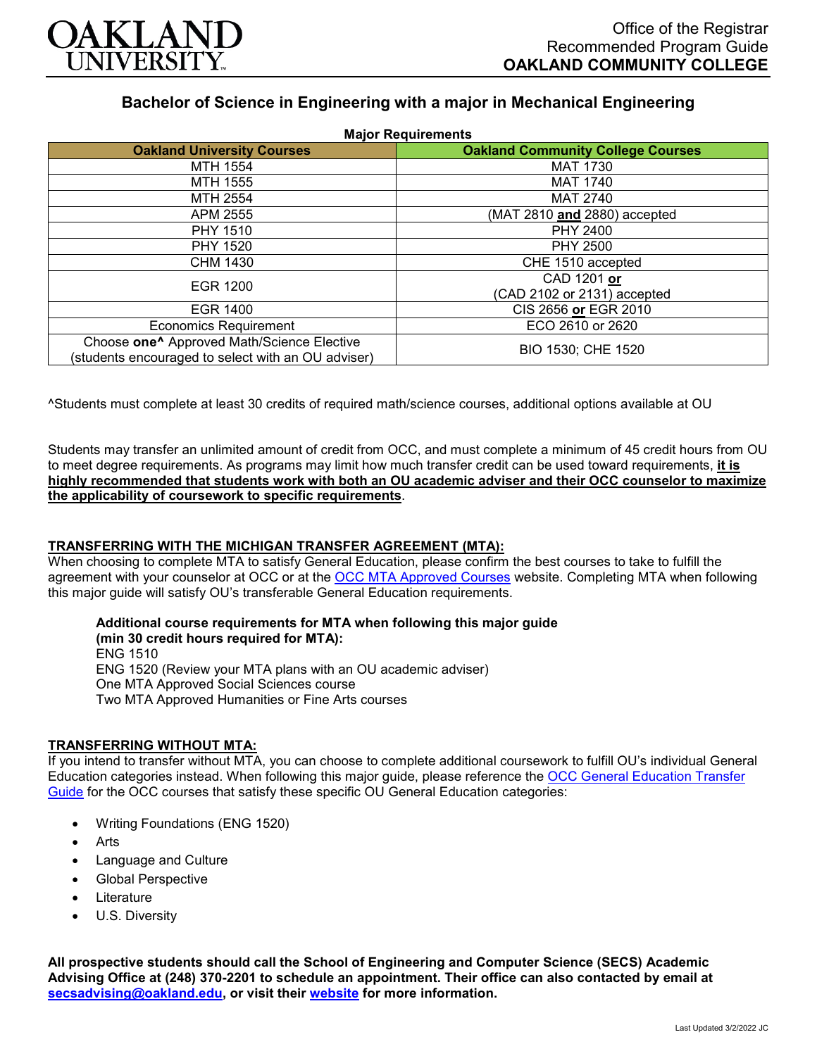OAKLAND UNIVERSITY

Office of the Registrar
Recommended Program Guide
**OAKLAND COMMUNITY COLLEGE**

## Bachelor of Science in Engineering with a major in Mechanical Engineering

**Major Requirements**

| Oakland University Courses | Oakland Community College Courses |
|---|---|
| MTH 1554 | MAT 1730 |
| MTH 1555 | MAT 1740 |
| MTH 2554 | MAT 2740 |
| APM 2555 | (MAT 2810 **and** 2880) accepted |
| PHY 1510 | PHY 2400 |
| PHY 1520 | PHY 2500 |
| CHM 1430 | CHE 1510 accepted |
| EGR 1200 | CAD 1201 **or** (CAD 2102 or 2131) accepted |
| EGR 1400 | CIS 2656 **or** EGR 2010 |
| Economics Requirement | ECO 2610 or 2620 |
| Choose **one^** Approved Math/Science Elective (students encouraged to select with an OU adviser) | BIO 1530; CHE 1520 |

^Students must complete at least 30 credits of required math/science courses, additional options available at OU

Students may transfer an unlimited amount of credit from OCC, and must complete a minimum of 45 credit hours from OU to meet degree requirements. As programs may limit how much transfer credit can be used toward requirements, **it is highly recommended that students work with both an OU academic adviser and their OCC counselor to maximize the applicability of coursework to specific requirements**.

### TRANSFERRING WITH THE MICHIGAN TRANSFER AGREEMENT (MTA):

When choosing to complete MTA to satisfy General Education, please confirm the best courses to take to fulfill the agreement with your counselor at OCC or at the OCC MTA Approved Courses website. Completing MTA when following this major guide will satisfy OU's transferable General Education requirements.

**Additional course requirements for MTA when following this major guide (min 30 credit hours required for MTA):**
ENG 1510
ENG 1520 (Review your MTA plans with an OU academic adviser)
One MTA Approved Social Sciences course
Two MTA Approved Humanities or Fine Arts courses

### TRANSFERRING WITHOUT MTA:

If you intend to transfer without MTA, you can choose to complete additional coursework to fulfill OU's individual General Education categories instead. When following this major guide, please reference the OCC General Education Transfer Guide for the OCC courses that satisfy these specific OU General Education categories:

- Writing Foundations (ENG 1520)
- Arts
- Language and Culture
- Global Perspective
- Literature
- U.S. Diversity

**All prospective students should call the School of Engineering and Computer Science (SECS) Academic Advising Office at (248) 370-2201 to schedule an appointment. Their office can also contacted by email at secsadvising@oakland.edu, or visit their website for more information.**

Last Updated 3/2/2022 JC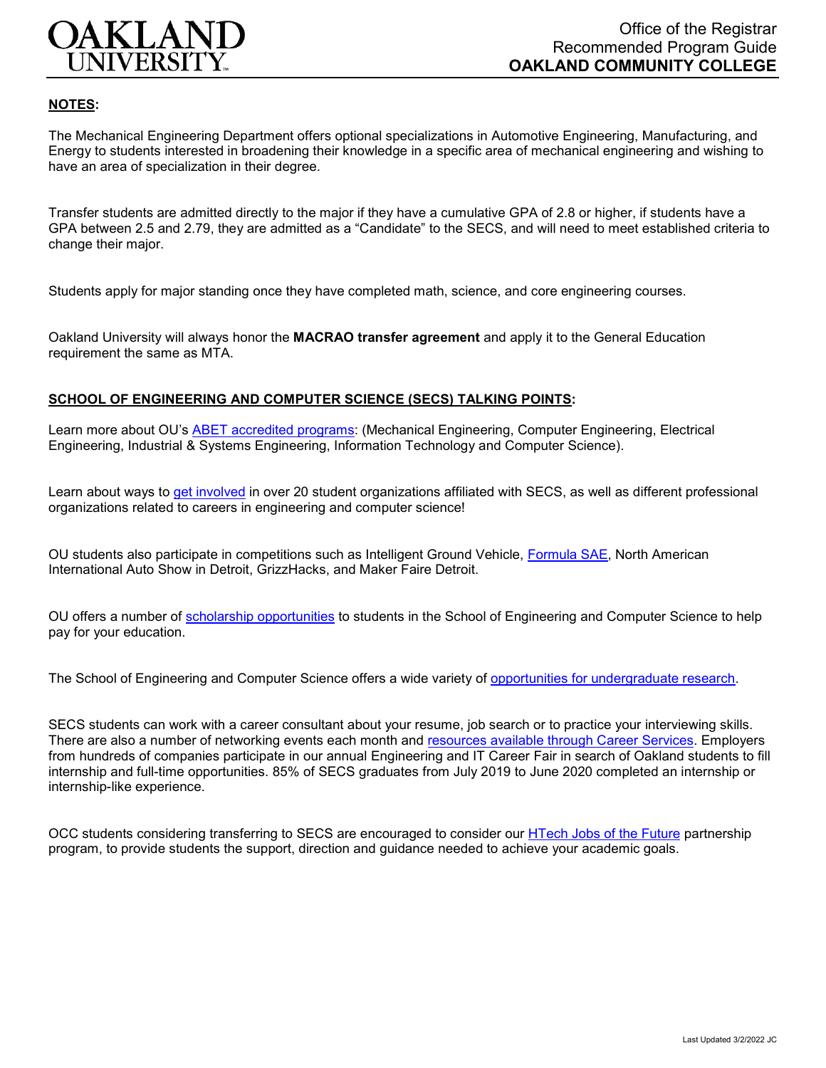**NOTES:**

The Mechanical Engineering Department offers optional specializations in Automotive Engineering, Manufacturing, and Energy to students interested in broadening their knowledge in a specific area of mechanical engineering and wishing to have an area of specialization in their degree.

Transfer students are admitted directly to the major if they have a cumulative GPA of 2.8 or higher, if students have a GPA between 2.5 and 2.79, they are admitted as a "Candidate" to the SECS, and will need to meet established criteria to change their major.

Students apply for major standing once they have completed math, science, and core engineering courses.

Oakland University will always honor the **MACRAO transfer agreement** and apply it to the General Education requirement the same as MTA.

**SCHOOL OF ENGINEERING AND COMPUTER SCIENCE (SECS) TALKING POINTS:**

Learn more about OU's ABET accredited programs: (Mechanical Engineering, Computer Engineering, Electrical Engineering, Industrial & Systems Engineering, Information Technology and Computer Science).

Learn about ways to get involved in over 20 student organizations affiliated with SECS, as well as different professional organizations related to careers in engineering and computer science!

OU students also participate in competitions such as Intelligent Ground Vehicle, Formula SAE, North American International Auto Show in Detroit, GrizzHacks, and Maker Faire Detroit.

OU offers a number of scholarship opportunities to students in the School of Engineering and Computer Science to help pay for your education.

The School of Engineering and Computer Science offers a wide variety of opportunities for undergraduate research.

SECS students can work with a career consultant about your resume, job search or to practice your interviewing skills. There are also a number of networking events each month and resources available through Career Services. Employers from hundreds of companies participate in our annual Engineering and IT Career Fair in search of Oakland students to fill internship and full-time opportunities. 85% of SECS graduates from July 2019 to June 2020 completed an internship or internship-like experience.

OCC students considering transferring to SECS are encouraged to consider our HTech Jobs of the Future partnership program, to provide students the support, direction and guidance needed to achieve your academic goals.

Last Updated 3/2/2022 JC